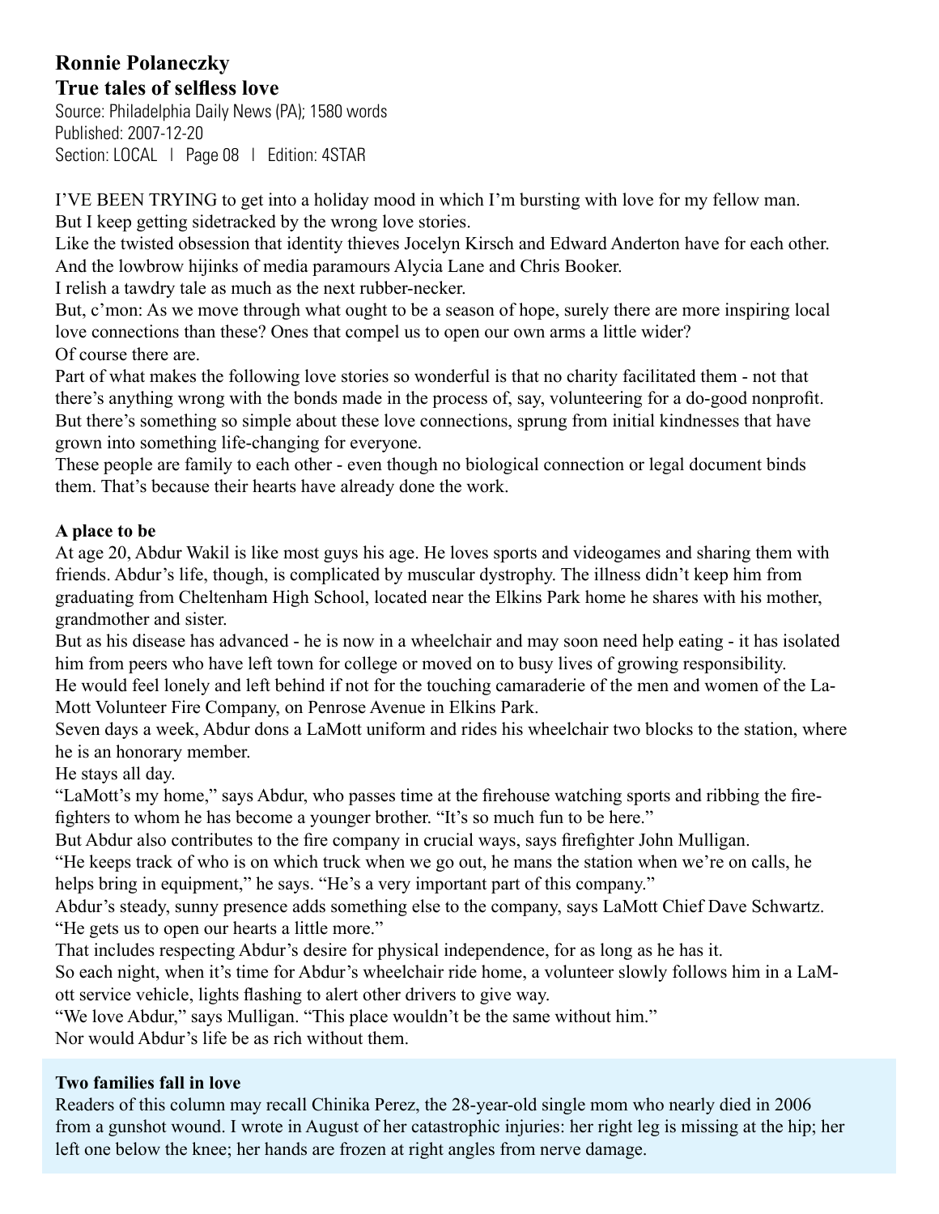# Ronnie Polaneczky

## True tales of selfless love

Source: Philadelphia Daily News (PA); 1580 words
Published: 2007-12-20
Section: LOCAL | Page 08 | Edition: 4STAR

I'VE BEEN TRYING to get into a holiday mood in which I'm bursting with love for my fellow man.

But I keep getting sidetracked by the wrong love stories.

Like the twisted obsession that identity thieves Jocelyn Kirsch and Edward Anderton have for each other.

And the lowbrow hijinks of media paramours Alycia Lane and Chris Booker.

I relish a tawdry tale as much as the next rubber-necker.

But, c'mon: As we move through what ought to be a season of hope, surely there are more inspiring local love connections than these? Ones that compel us to open our own arms a little wider?

Of course there are.

Part of what makes the following love stories so wonderful is that no charity facilitated them - not that there's anything wrong with the bonds made in the process of, say, volunteering for a do-good nonprofit. But there's something so simple about these love connections, sprung from initial kindnesses that have grown into something life-changing for everyone.

These people are family to each other - even though no biological connection or legal document binds them. That's because their hearts have already done the work.

### A place to be

At age 20, Abdur Wakil is like most guys his age. He loves sports and videogames and sharing them with friends. Abdur's life, though, is complicated by muscular dystrophy. The illness didn't keep him from graduating from Cheltenham High School, located near the Elkins Park home he shares with his mother, grandmother and sister.

But as his disease has advanced - he is now in a wheelchair and may soon need help eating - it has isolated him from peers who have left town for college or moved on to busy lives of growing responsibility.

He would feel lonely and left behind if not for the touching camaraderie of the men and women of the LaMott Volunteer Fire Company, on Penrose Avenue in Elkins Park.

Seven days a week, Abdur dons a LaMott uniform and rides his wheelchair two blocks to the station, where he is an honorary member.

He stays all day.

"LaMott's my home," says Abdur, who passes time at the firehouse watching sports and ribbing the firefighters to whom he has become a younger brother. "It's so much fun to be here."

But Abdur also contributes to the fire company in crucial ways, says firefighter John Mulligan.

"He keeps track of who is on which truck when we go out, he mans the station when we're on calls, he helps bring in equipment," he says. "He's a very important part of this company."

Abdur's steady, sunny presence adds something else to the company, says LaMott Chief Dave Schwartz. "He gets us to open our hearts a little more."

That includes respecting Abdur's desire for physical independence, for as long as he has it.

So each night, when it's time for Abdur's wheelchair ride home, a volunteer slowly follows him in a LaMott service vehicle, lights flashing to alert other drivers to give way.

"We love Abdur," says Mulligan. "This place wouldn't be the same without him."

Nor would Abdur's life be as rich without them.

### Two families fall in love

Readers of this column may recall Chinika Perez, the 28-year-old single mom who nearly died in 2006 from a gunshot wound. I wrote in August of her catastrophic injuries: her right leg is missing at the hip; her left one below the knee; her hands are frozen at right angles from nerve damage.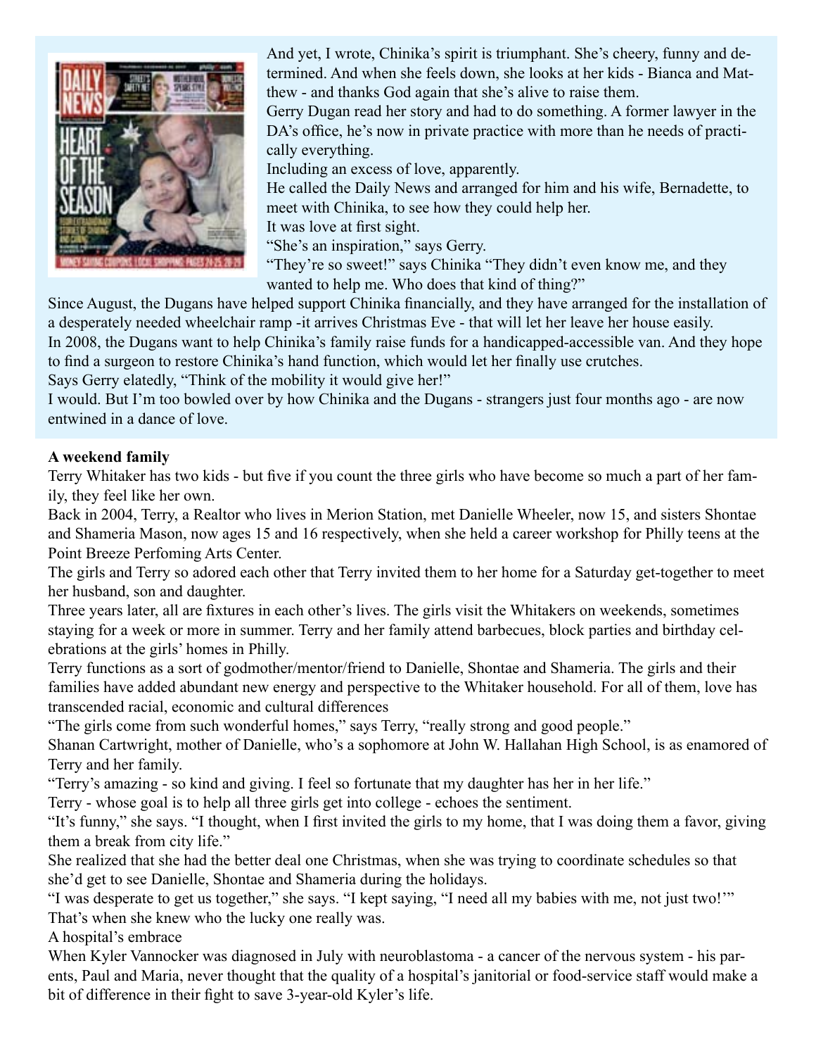And yet, I wrote, Chinika's spirit is triumphant. She's cheery, funny and determined. And when she feels down, she looks at her kids - Bianca and Matthew - and thanks God again that she's alive to raise them.

Gerry Dugan read her story and had to do something. A former lawyer in the DA's office, he's now in private practice with more than he needs of practically everything.

Including an excess of love, apparently.

He called the Daily News and arranged for him and his wife, Bernadette, to meet with Chinika, to see how they could help her.

It was love at first sight.

"She's an inspiration," says Gerry.

"They're so sweet!" says Chinika "They didn't even know me, and they wanted to help me. Who does that kind of thing?"

Since August, the Dugans have helped support Chinika financially, and they have arranged for the installation of a desperately needed wheelchair ramp -it arrives Christmas Eve - that will let her leave her house easily.

In 2008, the Dugans want to help Chinika's family raise funds for a handicapped-accessible van. And they hope to find a surgeon to restore Chinika's hand function, which would let her finally use crutches.

Says Gerry elatedly, "Think of the mobility it would give her!"

I would. But I'm too bowled over by how Chinika and the Dugans - strangers just four months ago - are now entwined in a dance of love.

**A weekend family**

Terry Whitaker has two kids - but five if you count the three girls who have become so much a part of her family, they feel like her own.

Back in 2004, Terry, a Realtor who lives in Merion Station, met Danielle Wheeler, now 15, and sisters Shontae and Shameria Mason, now ages 15 and 16 respectively, when she held a career workshop for Philly teens at the Point Breeze Perfoming Arts Center.

The girls and Terry so adored each other that Terry invited them to her home for a Saturday get-together to meet her husband, son and daughter.

Three years later, all are fixtures in each other's lives. The girls visit the Whitakers on weekends, sometimes staying for a week or more in summer. Terry and her family attend barbecues, block parties and birthday celebrations at the girls' homes in Philly.

Terry functions as a sort of godmother/mentor/friend to Danielle, Shontae and Shameria. The girls and their families have added abundant new energy and perspective to the Whitaker household. For all of them, love has transcended racial, economic and cultural differences

"The girls come from such wonderful homes," says Terry, "really strong and good people."

Shanan Cartwright, mother of Danielle, who's a sophomore at John W. Hallahan High School, is as enamored of Terry and her family.

"Terry's amazing - so kind and giving. I feel so fortunate that my daughter has her in her life."

Terry - whose goal is to help all three girls get into college - echoes the sentiment.

"It's funny," she says. "I thought, when I first invited the girls to my home, that I was doing them a favor, giving them a break from city life."

She realized that she had the better deal one Christmas, when she was trying to coordinate schedules so that she'd get to see Danielle, Shontae and Shameria during the holidays.

"I was desperate to get us together," she says. "I kept saying, "I need all my babies with me, not just two!'"

That's when she knew who the lucky one really was.

A hospital's embrace

When Kyler Vannocker was diagnosed in July with neuroblastoma - a cancer of the nervous system - his parents, Paul and Maria, never thought that the quality of a hospital's janitorial or food-service staff would make a bit of difference in their fight to save 3-year-old Kyler's life.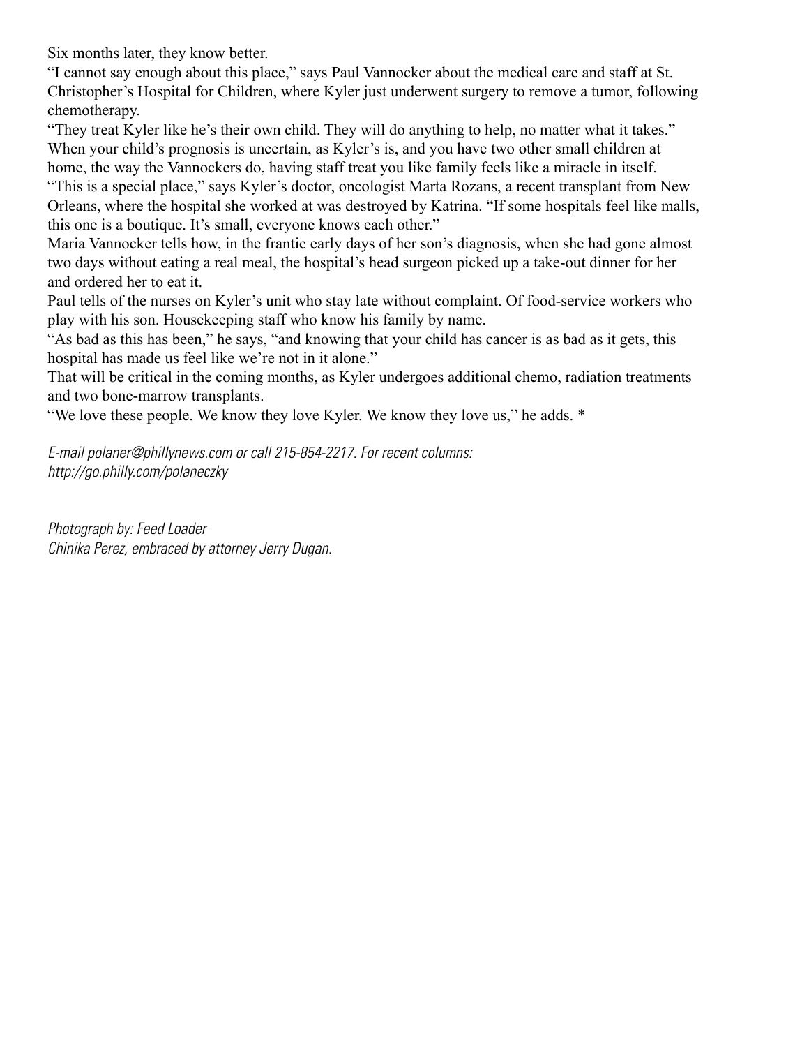Six months later, they know better.

"I cannot say enough about this place," says Paul Vannocker about the medical care and staff at St. Christopher's Hospital for Children, where Kyler just underwent surgery to remove a tumor, following chemotherapy.

"They treat Kyler like he's their own child. They will do anything to help, no matter what it takes."

When your child's prognosis is uncertain, as Kyler's is, and you have two other small children at home, the way the Vannockers do, having staff treat you like family feels like a miracle in itself.

"This is a special place," says Kyler's doctor, oncologist Marta Rozans, a recent transplant from New Orleans, where the hospital she worked at was destroyed by Katrina. "If some hospitals feel like malls, this one is a boutique. It's small, everyone knows each other."

Maria Vannocker tells how, in the frantic early days of her son's diagnosis, when she had gone almost two days without eating a real meal, the hospital's head surgeon picked up a take-out dinner for her and ordered her to eat it.

Paul tells of the nurses on Kyler's unit who stay late without complaint. Of food-service workers who play with his son. Housekeeping staff who know his family by name.

"As bad as this has been," he says, "and knowing that your child has cancer is as bad as it gets, this hospital has made us feel like we're not in it alone."

That will be critical in the coming months, as Kyler undergoes additional chemo, radiation treatments and two bone-marrow transplants.

"We love these people. We know they love Kyler. We know they love us," he adds. *

*E-mail polaner@phillynews.com or call 215-854-2217. For recent columns: http://go.philly.com/polaneczky*

*Photograph by: Feed Loader*
*Chinika Perez, embraced by attorney Jerry Dugan.*